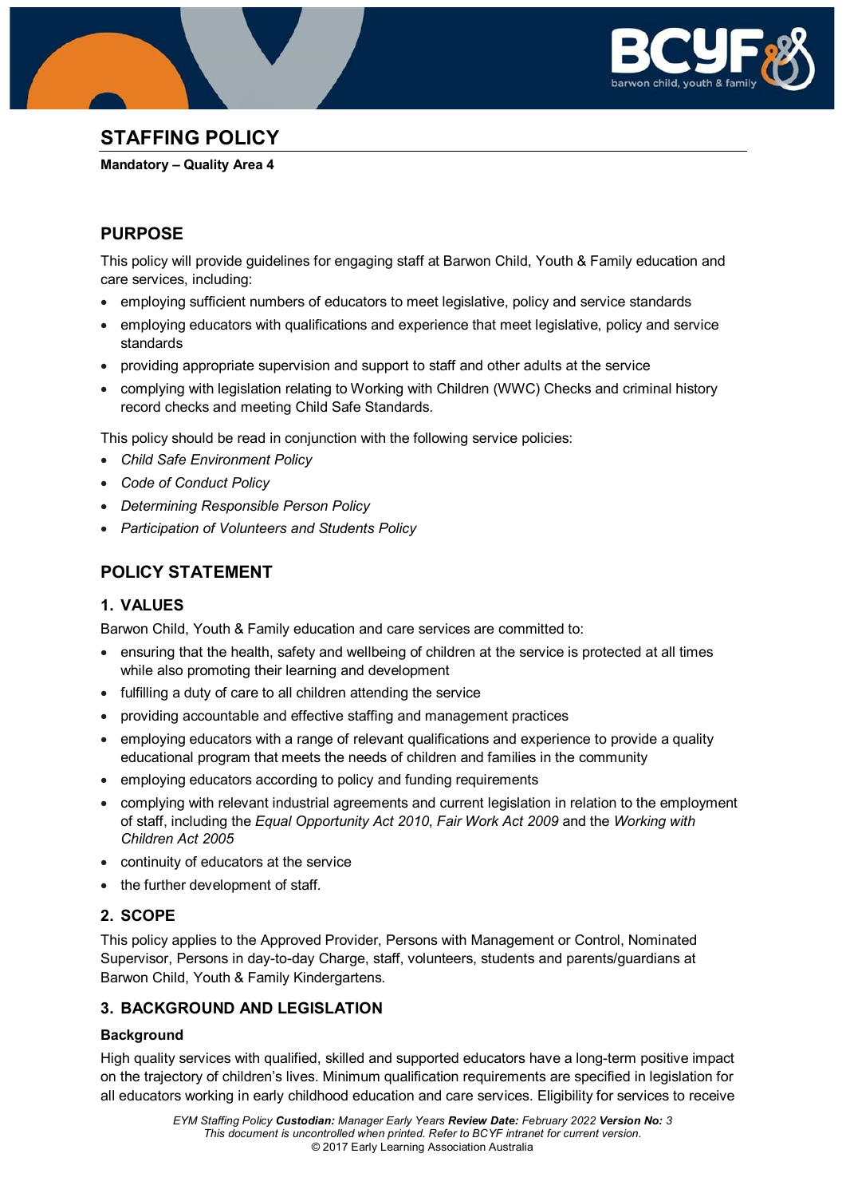# STAFFING POLICY

**Mandatory – Quality Area 4**

## PURPOSE

This policy will provide guidelines for engaging staff at Barwon Child, Youth & Family education and care services, including:

- employing sufficient numbers of educators to meet legislative, policy and service standards
- employing educators with qualifications and experience that meet legislative, policy and service standards
- providing appropriate supervision and support to staff and other adults at the service
- complying with legislation relating to Working with Children (WWC) Checks and criminal history record checks and meeting Child Safe Standards.

This policy should be read in conjunction with the following service policies:

- *Child Safe Environment Policy*
- *Code of Conduct Policy*
- *Determining Responsible Person Policy*
- *Participation of Volunteers and Students Policy*

## POLICY STATEMENT

### 1. VALUES

Barwon Child, Youth & Family education and care services are committed to:

- ensuring that the health, safety and wellbeing of children at the service is protected at all times while also promoting their learning and development
- fulfilling a duty of care to all children attending the service
- providing accountable and effective staffing and management practices
- employing educators with a range of relevant qualifications and experience to provide a quality educational program that meets the needs of children and families in the community
- employing educators according to policy and funding requirements
- complying with relevant industrial agreements and current legislation in relation to the employment of staff, including the *Equal Opportunity Act 2010*, *Fair Work Act 2009* and the *Working with Children Act 2005*
- continuity of educators at the service
- the further development of staff.

### 2. SCOPE

This policy applies to the Approved Provider, Persons with Management or Control, Nominated Supervisor, Persons in day-to-day Charge, staff, volunteers, students and parents/guardians at Barwon Child, Youth & Family Kindergartens.

### 3. BACKGROUND AND LEGISLATION

#### Background

High quality services with qualified, skilled and supported educators have a long-term positive impact on the trajectory of children's lives. Minimum qualification requirements are specified in legislation for all educators working in early childhood education and care services. Eligibility for services to receive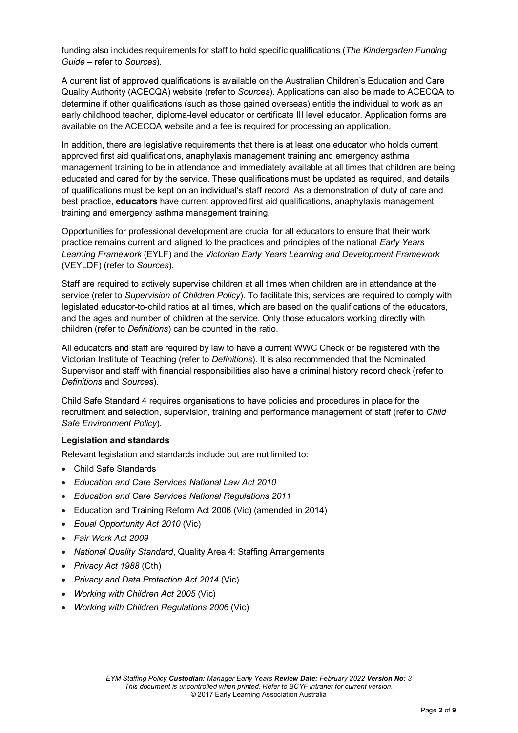funding also includes requirements for staff to hold specific qualifications (*The Kindergarten Funding Guide* – refer to *Sources*).

A current list of approved qualifications is available on the Australian Children's Education and Care Quality Authority (ACECQA) website (refer to *Sources*). Applications can also be made to ACECQA to determine if other qualifications (such as those gained overseas) entitle the individual to work as an early childhood teacher, diploma-level educator or certificate III level educator. Application forms are available on the ACECQA website and a fee is required for processing an application.

In addition, there are legislative requirements that there is at least one educator who holds current approved first aid qualifications, anaphylaxis management training and emergency asthma management training to be in attendance and immediately available at all times that children are being educated and cared for by the service. These qualifications must be updated as required, and details of qualifications must be kept on an individual's staff record. As a demonstration of duty of care and best practice, **educators** have current approved first aid qualifications, anaphylaxis management training and emergency asthma management training.

Opportunities for professional development are crucial for all educators to ensure that their work practice remains current and aligned to the practices and principles of the national *Early Years Learning Framework* (EYLF) and the *Victorian Early Years Learning and Development Framework* (VEYLDF) (refer to *Sources*).

Staff are required to actively supervise children at all times when children are in attendance at the service (refer to *Supervision of Children Policy*). To facilitate this, services are required to comply with legislated educator-to-child ratios at all times, which are based on the qualifications of the educators, and the ages and number of children at the service. Only those educators working directly with children (refer to *Definitions*) can be counted in the ratio.

All educators and staff are required by law to have a current WWC Check or be registered with the Victorian Institute of Teaching (refer to *Definitions*). It is also recommended that the Nominated Supervisor and staff with financial responsibilities also have a criminal history record check (refer to *Definitions* and *Sources*).

Child Safe Standard 4 requires organisations to have policies and procedures in place for the recruitment and selection, supervision, training and performance management of staff (refer to *Child Safe Environment Policy*).

**Legislation and standards**

Relevant legislation and standards include but are not limited to:

- Child Safe Standards
- *Education and Care Services National Law Act 2010*
- *Education and Care Services National Regulations 2011*
- Education and Training Reform Act 2006 (Vic) (amended in 2014)
- *Equal Opportunity Act 2010* (Vic)
- *Fair Work Act 2009*
- *National Quality Standard*, Quality Area 4: Staffing Arrangements
- *Privacy Act 1988* (Cth)
- *Privacy and Data Protection Act 2014* (Vic)
- *Working with Children Act 2005* (Vic)
- *Working with Children Regulations 2006* (Vic)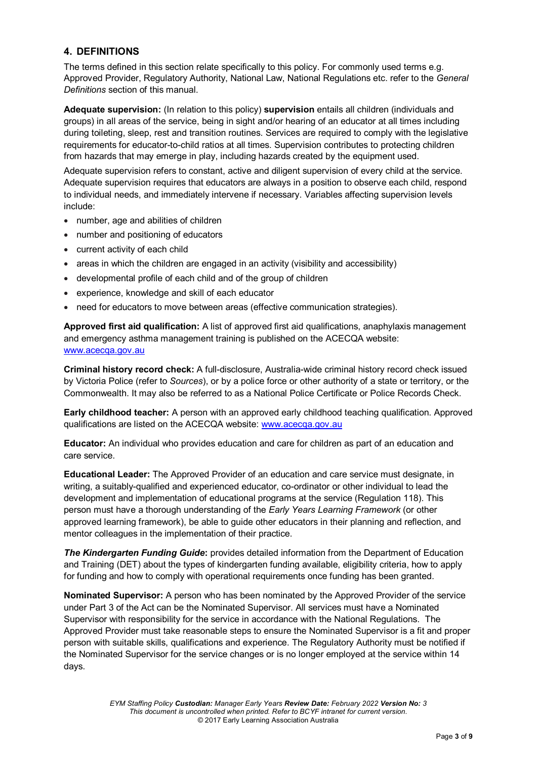## 4. DEFINITIONS

The terms defined in this section relate specifically to this policy. For commonly used terms e.g. Approved Provider, Regulatory Authority, National Law, National Regulations etc. refer to the *General Definitions* section of this manual.

**Adequate supervision:** (In relation to this policy) **supervision** entails all children (individuals and groups) in all areas of the service, being in sight and/or hearing of an educator at all times including during toileting, sleep, rest and transition routines. Services are required to comply with the legislative requirements for educator-to-child ratios at all times. Supervision contributes to protecting children from hazards that may emerge in play, including hazards created by the equipment used.

Adequate supervision refers to constant, active and diligent supervision of every child at the service. Adequate supervision requires that educators are always in a position to observe each child, respond to individual needs, and immediately intervene if necessary. Variables affecting supervision levels include:

- number, age and abilities of children
- number and positioning of educators
- current activity of each child
- areas in which the children are engaged in an activity (visibility and accessibility)
- developmental profile of each child and of the group of children
- experience, knowledge and skill of each educator
- need for educators to move between areas (effective communication strategies).

**Approved first aid qualification:** A list of approved first aid qualifications, anaphylaxis management and emergency asthma management training is published on the ACECQA website: www.acecqa.gov.au

**Criminal history record check:** A full-disclosure, Australia-wide criminal history record check issued by Victoria Police (refer to *Sources*), or by a police force or other authority of a state or territory, or the Commonwealth. It may also be referred to as a National Police Certificate or Police Records Check.

**Early childhood teacher:** A person with an approved early childhood teaching qualification. Approved qualifications are listed on the ACECQA website: www.acecqa.gov.au

**Educator:** An individual who provides education and care for children as part of an education and care service.

**Educational Leader:** The Approved Provider of an education and care service must designate, in writing, a suitably-qualified and experienced educator, co-ordinator or other individual to lead the development and implementation of educational programs at the service (Regulation 118). This person must have a thorough understanding of the *Early Years Learning Framework* (or other approved learning framework), be able to guide other educators in their planning and reflection, and mentor colleagues in the implementation of their practice.

***The Kindergarten Funding Guide*:** provides detailed information from the Department of Education and Training (DET) about the types of kindergarten funding available, eligibility criteria, how to apply for funding and how to comply with operational requirements once funding has been granted.

**Nominated Supervisor:** A person who has been nominated by the Approved Provider of the service under Part 3 of the Act can be the Nominated Supervisor. All services must have a Nominated Supervisor with responsibility for the service in accordance with the National Regulations. The Approved Provider must take reasonable steps to ensure the Nominated Supervisor is a fit and proper person with suitable skills, qualifications and experience. The Regulatory Authority must be notified if the Nominated Supervisor for the service changes or is no longer employed at the service within 14 days.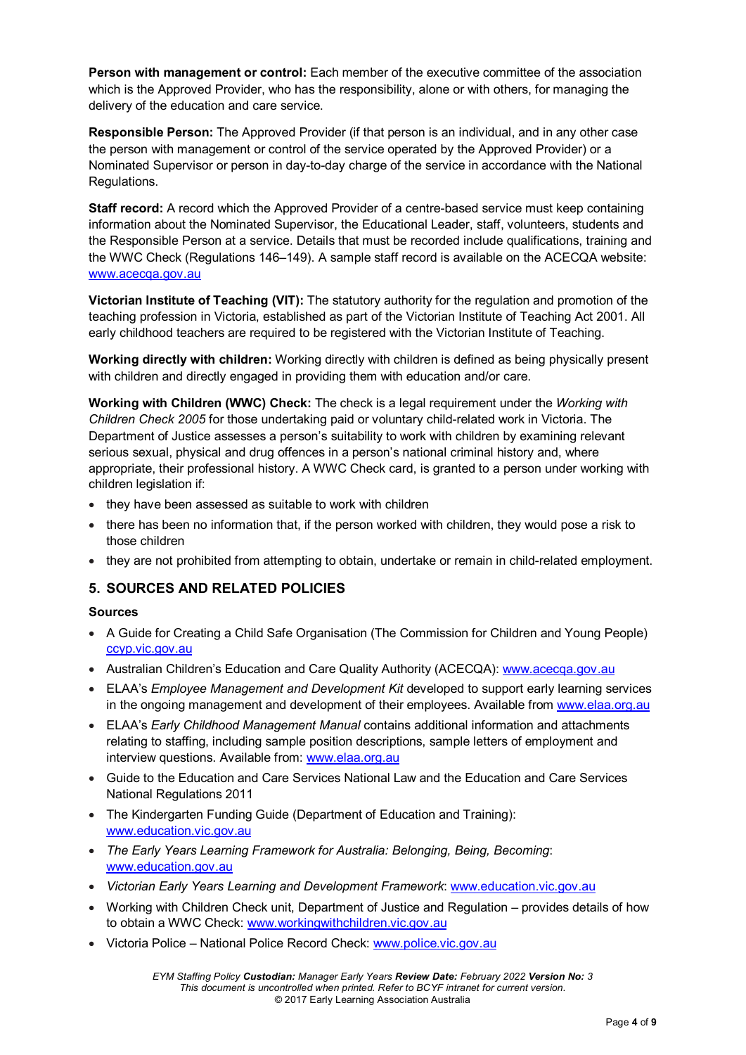**Person with management or control:** Each member of the executive committee of the association which is the Approved Provider, who has the responsibility, alone or with others, for managing the delivery of the education and care service.

**Responsible Person:** The Approved Provider (if that person is an individual, and in any other case the person with management or control of the service operated by the Approved Provider) or a Nominated Supervisor or person in day-to-day charge of the service in accordance with the National Regulations.

**Staff record:** A record which the Approved Provider of a centre-based service must keep containing information about the Nominated Supervisor, the Educational Leader, staff, volunteers, students and the Responsible Person at a service. Details that must be recorded include qualifications, training and the WWC Check (Regulations 146–149). A sample staff record is available on the ACECQA website: www.acecqa.gov.au

**Victorian Institute of Teaching (VIT):** The statutory authority for the regulation and promotion of the teaching profession in Victoria, established as part of the Victorian Institute of Teaching Act 2001. All early childhood teachers are required to be registered with the Victorian Institute of Teaching.

**Working directly with children:** Working directly with children is defined as being physically present with children and directly engaged in providing them with education and/or care.

**Working with Children (WWC) Check:** The check is a legal requirement under the *Working with Children Check 2005* for those undertaking paid or voluntary child-related work in Victoria. The Department of Justice assesses a person's suitability to work with children by examining relevant serious sexual, physical and drug offences in a person's national criminal history and, where appropriate, their professional history. A WWC Check card, is granted to a person under working with children legislation if:

- they have been assessed as suitable to work with children
- there has been no information that, if the person worked with children, they would pose a risk to those children
- they are not prohibited from attempting to obtain, undertake or remain in child-related employment.

## 5. SOURCES AND RELATED POLICIES

**Sources**

- A Guide for Creating a Child Safe Organisation (The Commission for Children and Young People) ccyp.vic.gov.au
- Australian Children's Education and Care Quality Authority (ACECQA): www.acecqa.gov.au
- ELAA's *Employee Management and Development Kit* developed to support early learning services in the ongoing management and development of their employees. Available from www.elaa.org.au
- ELAA's *Early Childhood Management Manual* contains additional information and attachments relating to staffing, including sample position descriptions, sample letters of employment and interview questions. Available from: www.elaa.org.au
- Guide to the Education and Care Services National Law and the Education and Care Services National Regulations 2011
- The Kindergarten Funding Guide (Department of Education and Training): www.education.vic.gov.au
- *The Early Years Learning Framework for Australia: Belonging, Being, Becoming*: www.education.gov.au
- *Victorian Early Years Learning and Development Framework*: www.education.vic.gov.au
- Working with Children Check unit, Department of Justice and Regulation – provides details of how to obtain a WWC Check: www.workingwithchildren.vic.gov.au
- Victoria Police – National Police Record Check: www.police.vic.gov.au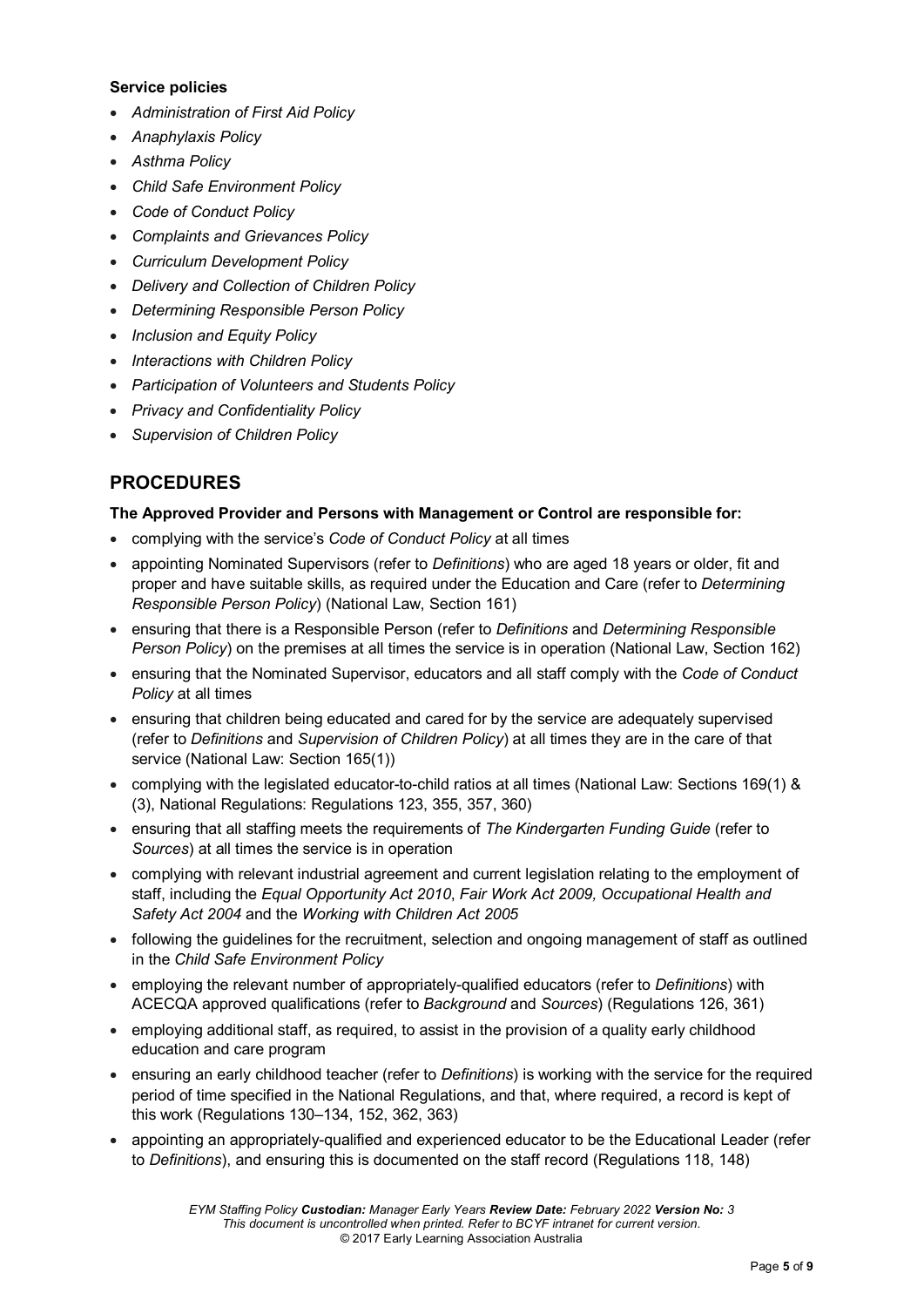**Service policies**

- *Administration of First Aid Policy*
- *Anaphylaxis Policy*
- *Asthma Policy*
- *Child Safe Environment Policy*
- *Code of Conduct Policy*
- *Complaints and Grievances Policy*
- *Curriculum Development Policy*
- *Delivery and Collection of Children Policy*
- *Determining Responsible Person Policy*
- *Inclusion and Equity Policy*
- *Interactions with Children Policy*
- *Participation of Volunteers and Students Policy*
- *Privacy and Confidentiality Policy*
- *Supervision of Children Policy*

## PROCEDURES

**The Approved Provider and Persons with Management or Control are responsible for:**

- complying with the service's *Code of Conduct Policy* at all times
- appointing Nominated Supervisors (refer to *Definitions*) who are aged 18 years or older, fit and proper and have suitable skills, as required under the Education and Care (refer to *Determining Responsible Person Policy*) (National Law, Section 161)
- ensuring that there is a Responsible Person (refer to *Definitions* and *Determining Responsible Person Policy*) on the premises at all times the service is in operation (National Law, Section 162)
- ensuring that the Nominated Supervisor, educators and all staff comply with the *Code of Conduct Policy* at all times
- ensuring that children being educated and cared for by the service are adequately supervised (refer to *Definitions* and *Supervision of Children Policy*) at all times they are in the care of that service (National Law: Section 165(1))
- complying with the legislated educator-to-child ratios at all times (National Law: Sections 169(1) & (3), National Regulations: Regulations 123, 355, 357, 360)
- ensuring that all staffing meets the requirements of *The Kindergarten Funding Guide* (refer to *Sources*) at all times the service is in operation
- complying with relevant industrial agreement and current legislation relating to the employment of staff, including the *Equal Opportunity Act 2010*, *Fair Work Act 2009, Occupational Health and Safety Act 2004* and the *Working with Children Act 2005*
- following the guidelines for the recruitment, selection and ongoing management of staff as outlined in the *Child Safe Environment Policy*
- employing the relevant number of appropriately-qualified educators (refer to *Definitions*) with ACECQA approved qualifications (refer to *Background* and *Sources*) (Regulations 126, 361)
- employing additional staff, as required, to assist in the provision of a quality early childhood education and care program
- ensuring an early childhood teacher (refer to *Definitions*) is working with the service for the required period of time specified in the National Regulations, and that, where required, a record is kept of this work (Regulations 130–134, 152, 362, 363)
- appointing an appropriately-qualified and experienced educator to be the Educational Leader (refer to *Definitions*), and ensuring this is documented on the staff record (Regulations 118, 148)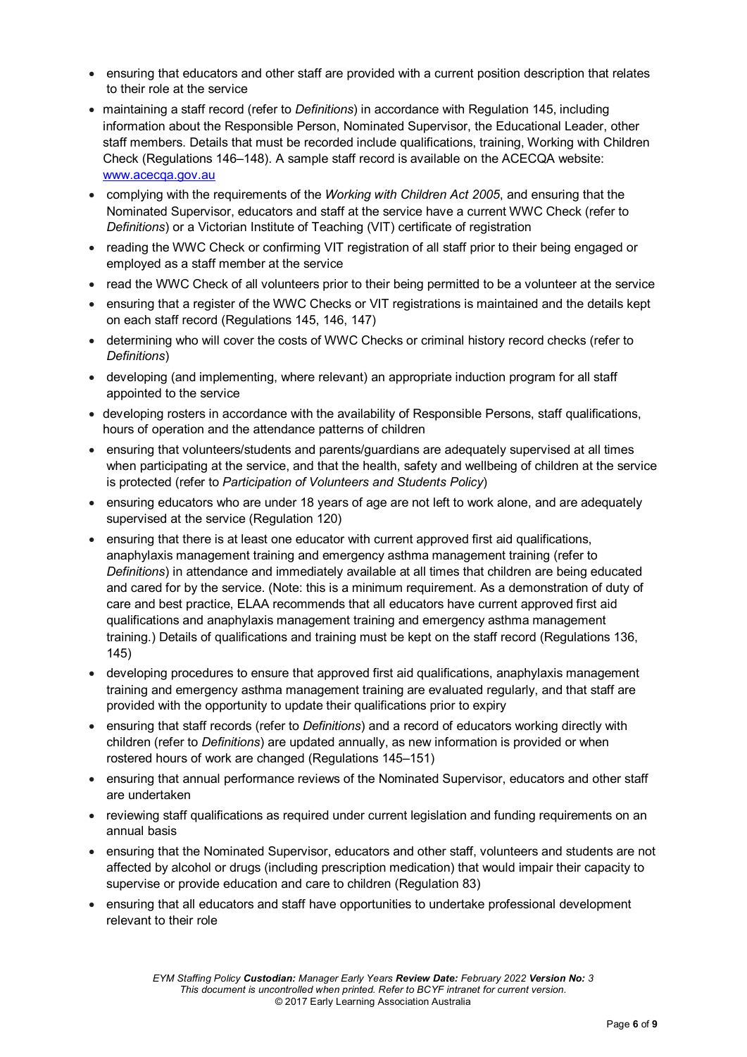- ensuring that educators and other staff are provided with a current position description that relates to their role at the service
- maintaining a staff record (refer to *Definitions*) in accordance with Regulation 145, including information about the Responsible Person, Nominated Supervisor, the Educational Leader, other staff members. Details that must be recorded include qualifications, training, Working with Children Check (Regulations 146–148). A sample staff record is available on the ACECQA website: [www.acecqa.gov.au](http://www.acecqa.gov.au)
- complying with the requirements of the *Working with Children Act 2005*, and ensuring that the Nominated Supervisor, educators and staff at the service have a current WWC Check (refer to *Definitions*) or a Victorian Institute of Teaching (VIT) certificate of registration
- reading the WWC Check or confirming VIT registration of all staff prior to their being engaged or employed as a staff member at the service
- read the WWC Check of all volunteers prior to their being permitted to be a volunteer at the service
- ensuring that a register of the WWC Checks or VIT registrations is maintained and the details kept on each staff record (Regulations 145, 146, 147)
- determining who will cover the costs of WWC Checks or criminal history record checks (refer to *Definitions*)
- developing (and implementing, where relevant) an appropriate induction program for all staff appointed to the service
- developing rosters in accordance with the availability of Responsible Persons, staff qualifications, hours of operation and the attendance patterns of children
- ensuring that volunteers/students and parents/guardians are adequately supervised at all times when participating at the service, and that the health, safety and wellbeing of children at the service is protected (refer to *Participation of Volunteers and Students Policy*)
- ensuring educators who are under 18 years of age are not left to work alone, and are adequately supervised at the service (Regulation 120)
- ensuring that there is at least one educator with current approved first aid qualifications, anaphylaxis management training and emergency asthma management training (refer to *Definitions*) in attendance and immediately available at all times that children are being educated and cared for by the service. (Note: this is a minimum requirement. As a demonstration of duty of care and best practice, ELAA recommends that all educators have current approved first aid qualifications and anaphylaxis management training and emergency asthma management training.) Details of qualifications and training must be kept on the staff record (Regulations 136, 145)
- developing procedures to ensure that approved first aid qualifications, anaphylaxis management training and emergency asthma management training are evaluated regularly, and that staff are provided with the opportunity to update their qualifications prior to expiry
- ensuring that staff records (refer to *Definitions*) and a record of educators working directly with children (refer to *Definitions*) are updated annually, as new information is provided or when rostered hours of work are changed (Regulations 145–151)
- ensuring that annual performance reviews of the Nominated Supervisor, educators and other staff are undertaken
- reviewing staff qualifications as required under current legislation and funding requirements on an annual basis
- ensuring that the Nominated Supervisor, educators and other staff, volunteers and students are not affected by alcohol or drugs (including prescription medication) that would impair their capacity to supervise or provide education and care to children (Regulation 83)
- ensuring that all educators and staff have opportunities to undertake professional development relevant to their role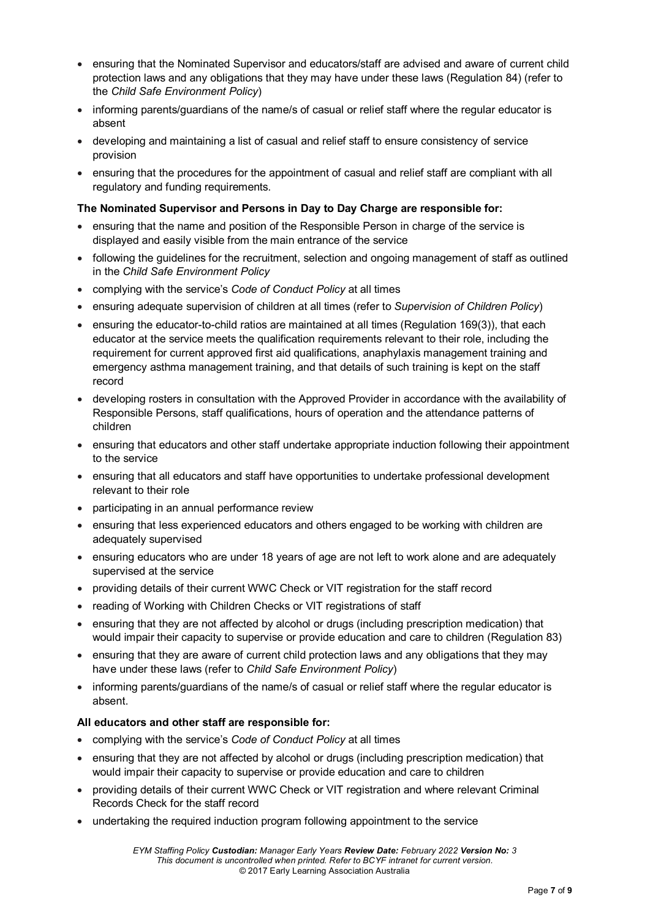- ensuring that the Nominated Supervisor and educators/staff are advised and aware of current child protection laws and any obligations that they may have under these laws (Regulation 84) (refer to the *Child Safe Environment Policy*)
- informing parents/guardians of the name/s of casual or relief staff where the regular educator is absent
- developing and maintaining a list of casual and relief staff to ensure consistency of service provision
- ensuring that the procedures for the appointment of casual and relief staff are compliant with all regulatory and funding requirements.

**The Nominated Supervisor and Persons in Day to Day Charge are responsible for:**

- ensuring that the name and position of the Responsible Person in charge of the service is displayed and easily visible from the main entrance of the service
- following the guidelines for the recruitment, selection and ongoing management of staff as outlined in the *Child Safe Environment Policy*
- complying with the service's *Code of Conduct Policy* at all times
- ensuring adequate supervision of children at all times (refer to *Supervision of Children Policy*)
- ensuring the educator-to-child ratios are maintained at all times (Regulation 169(3)), that each educator at the service meets the qualification requirements relevant to their role, including the requirement for current approved first aid qualifications, anaphylaxis management training and emergency asthma management training, and that details of such training is kept on the staff record
- developing rosters in consultation with the Approved Provider in accordance with the availability of Responsible Persons, staff qualifications, hours of operation and the attendance patterns of children
- ensuring that educators and other staff undertake appropriate induction following their appointment to the service
- ensuring that all educators and staff have opportunities to undertake professional development relevant to their role
- participating in an annual performance review
- ensuring that less experienced educators and others engaged to be working with children are adequately supervised
- ensuring educators who are under 18 years of age are not left to work alone and are adequately supervised at the service
- providing details of their current WWC Check or VIT registration for the staff record
- reading of Working with Children Checks or VIT registrations of staff
- ensuring that they are not affected by alcohol or drugs (including prescription medication) that would impair their capacity to supervise or provide education and care to children (Regulation 83)
- ensuring that they are aware of current child protection laws and any obligations that they may have under these laws (refer to *Child Safe Environment Policy*)
- informing parents/guardians of the name/s of casual or relief staff where the regular educator is absent.

**All educators and other staff are responsible for:**

- complying with the service's *Code of Conduct Policy* at all times
- ensuring that they are not affected by alcohol or drugs (including prescription medication) that would impair their capacity to supervise or provide education and care to children
- providing details of their current WWC Check or VIT registration and where relevant Criminal Records Check for the staff record
- undertaking the required induction program following appointment to the service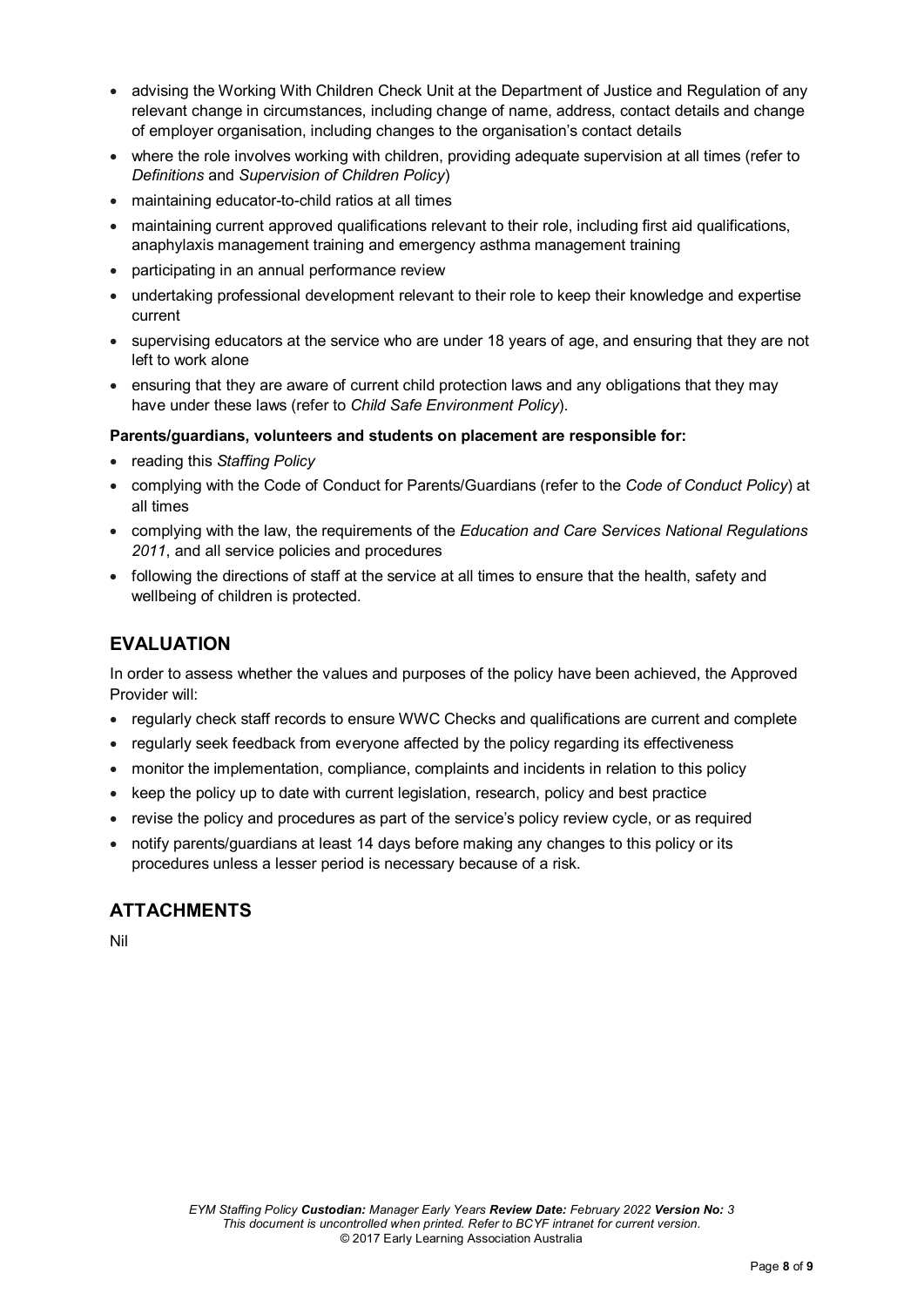- advising the Working With Children Check Unit at the Department of Justice and Regulation of any relevant change in circumstances, including change of name, address, contact details and change of employer organisation, including changes to the organisation's contact details
- where the role involves working with children, providing adequate supervision at all times (refer to *Definitions* and *Supervision of Children Policy*)
- maintaining educator-to-child ratios at all times
- maintaining current approved qualifications relevant to their role, including first aid qualifications, anaphylaxis management training and emergency asthma management training
- participating in an annual performance review
- undertaking professional development relevant to their role to keep their knowledge and expertise current
- supervising educators at the service who are under 18 years of age, and ensuring that they are not left to work alone
- ensuring that they are aware of current child protection laws and any obligations that they may have under these laws (refer to *Child Safe Environment Policy*).

**Parents/guardians, volunteers and students on placement are responsible for:**

- reading this *Staffing Policy*
- complying with the Code of Conduct for Parents/Guardians (refer to the *Code of Conduct Policy*) at all times
- complying with the law, the requirements of the *Education and Care Services National Regulations 2011*, and all service policies and procedures
- following the directions of staff at the service at all times to ensure that the health, safety and wellbeing of children is protected.

## EVALUATION

In order to assess whether the values and purposes of the policy have been achieved, the Approved Provider will:

- regularly check staff records to ensure WWC Checks and qualifications are current and complete
- regularly seek feedback from everyone affected by the policy regarding its effectiveness
- monitor the implementation, compliance, complaints and incidents in relation to this policy
- keep the policy up to date with current legislation, research, policy and best practice
- revise the policy and procedures as part of the service's policy review cycle, or as required
- notify parents/guardians at least 14 days before making any changes to this policy or its procedures unless a lesser period is necessary because of a risk.

## ATTACHMENTS

Nil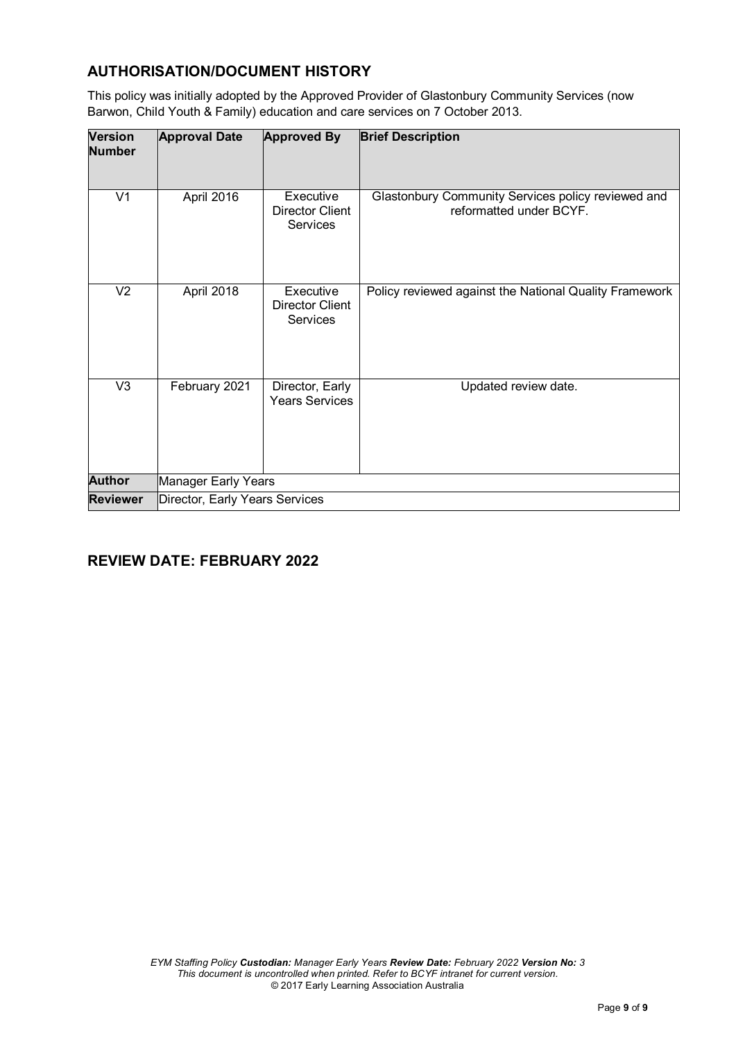## AUTHORISATION/DOCUMENT HISTORY

This policy was initially adopted by the Approved Provider of Glastonbury Community Services (now Barwon, Child Youth & Family) education and care services on 7 October 2013.

| Version Number | Approval Date | Approved By | Brief Description |
|---|---|---|---|
| V1 | April 2016 | Executive Director Client Services | Glastonbury Community Services policy reviewed and reformatted under BCYF. |
| V2 | April 2018 | Executive Director Client Services | Policy reviewed against the National Quality Framework |
| V3 | February 2021 | Director, Early Years Services | Updated review date. |
| **Author** | Manager Early Years | | |
| **Reviewer** | Director, Early Years Services | | |

## REVIEW DATE: FEBRUARY 2022

*EYM Staffing Policy* ***Custodian:*** *Manager Early Years* ***Review Date:*** *February 2022* ***Version No:*** *3*
*This document is uncontrolled when printed. Refer to BCYF intranet for current version.*
© 2017 Early Learning Association Australia